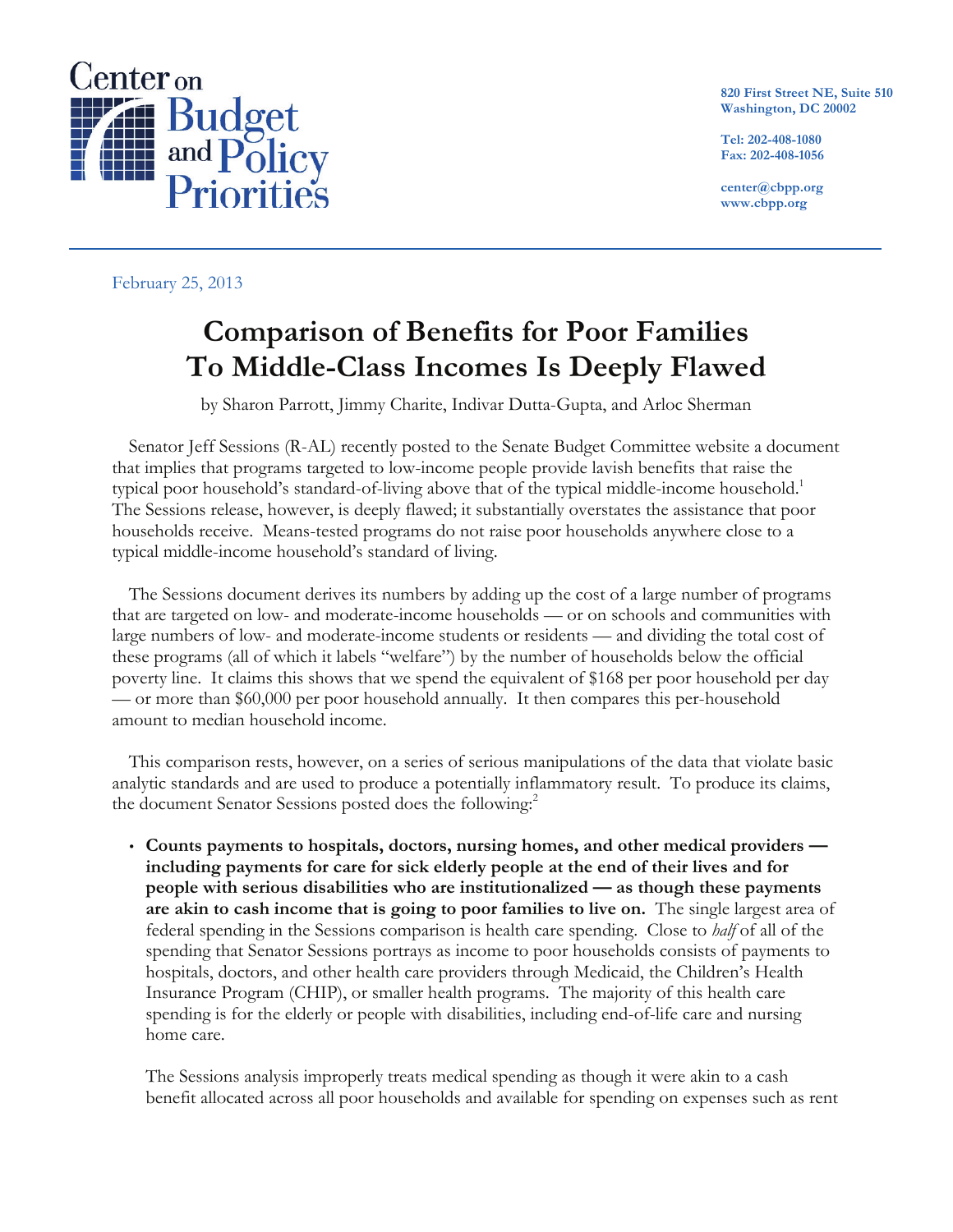Center on Budget and Policy Priorities

820 First Street NE, Suite 510
Washington, DC 20002

Tel: 202-408-1080
Fax: 202-408-1056

center@cbpp.org
www.cbpp.org

February 25, 2013

# Comparison of Benefits for Poor Families To Middle-Class Incomes Is Deeply Flawed

by Sharon Parrott, Jimmy Charite, Indivar Dutta-Gupta, and Arloc Sherman

Senator Jeff Sessions (R-AL) recently posted to the Senate Budget Committee website a document that implies that programs targeted to low-income people provide lavish benefits that raise the typical poor household's standard-of-living above that of the typical middle-income household.[1] The Sessions release, however, is deeply flawed; it substantially overstates the assistance that poor households receive. Means-tested programs do not raise poor households anywhere close to a typical middle-income household's standard of living.

The Sessions document derives its numbers by adding up the cost of a large number of programs that are targeted on low- and moderate-income households — or on schools and communities with large numbers of low- and moderate-income students or residents — and dividing the total cost of these programs (all of which it labels "welfare") by the number of households below the official poverty line. It claims this shows that we spend the equivalent of $168 per poor household per day — or more than $60,000 per poor household annually. It then compares this per-household amount to median household income.

This comparison rests, however, on a series of serious manipulations of the data that violate basic analytic standards and are used to produce a potentially inflammatory result. To produce its claims, the document Senator Sessions posted does the following:[2]

- **Counts payments to hospitals, doctors, nursing homes, and other medical providers — including payments for care for sick elderly people at the end of their lives and for people with serious disabilities who are institutionalized — as though these payments are akin to cash income that is going to poor families to live on.** The single largest area of federal spending in the Sessions comparison is health care spending. Close to *half* of all of the spending that Senator Sessions portrays as income to poor households consists of payments to hospitals, doctors, and other health care providers through Medicaid, the Children's Health Insurance Program (CHIP), or smaller health programs. The majority of this health care spending is for the elderly or people with disabilities, including end-of-life care and nursing home care.

  The Sessions analysis improperly treats medical spending as though it were akin to a cash benefit allocated across all poor households and available for spending on expenses such as rent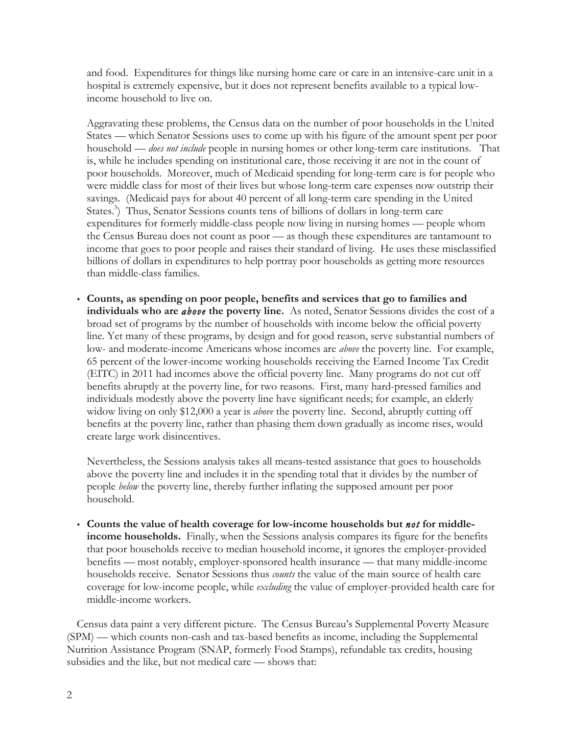and food. Expenditures for things like nursing home care or care in an intensive-care unit in a hospital is extremely expensive, but it does not represent benefits available to a typical low-income household to live on.

Aggravating these problems, the Census data on the number of poor households in the United States — which Senator Sessions uses to come up with his figure of the amount spent per poor household — *does not include* people in nursing homes or other long-term care institutions. That is, while he includes spending on institutional care, those receiving it are not in the count of poor households. Moreover, much of Medicaid spending for long-term care is for people who were middle class for most of their lives but whose long-term care expenses now outstrip their savings. (Medicaid pays for about 40 percent of all long-term care spending in the United States.[3]) Thus, Senator Sessions counts tens of billions of dollars in long-term care expenditures for formerly middle-class people now living in nursing homes — people whom the Census Bureau does not count as poor — as though these expenditures are tantamount to income that goes to poor people and raises their standard of living. He uses these misclassified billions of dollars in expenditures to help portray poor households as getting more resources than middle-class families.

- **Counts, as spending on poor people, benefits and services that go to families and individuals who are *above* the poverty line.** As noted, Senator Sessions divides the cost of a broad set of programs by the number of households with income below the official poverty line. Yet many of these programs, by design and for good reason, serve substantial numbers of low- and moderate-income Americans whose incomes are *above* the poverty line. For example, 65 percent of the lower-income working households receiving the Earned Income Tax Credit (EITC) in 2011 had incomes above the official poverty line. Many programs do not cut off benefits abruptly at the poverty line, for two reasons. First, many hard-pressed families and individuals modestly above the poverty line have significant needs; for example, an elderly widow living on only $12,000 a year is *above* the poverty line. Second, abruptly cutting off benefits at the poverty line, rather than phasing them down gradually as income rises, would create large work disincentives.

  Nevertheless, the Sessions analysis takes all means-tested assistance that goes to households above the poverty line and includes it in the spending total that it divides by the number of people *below* the poverty line, thereby further inflating the supposed amount per poor household.

- **Counts the value of health coverage for low-income households but *not* for middle-income households.** Finally, when the Sessions analysis compares its figure for the benefits that poor households receive to median household income, it ignores the employer-provided benefits — most notably, employer-sponsored health insurance — that many middle-income households receive. Senator Sessions thus *counts* the value of the main source of health care coverage for low-income people, while *excluding* the value of employer-provided health care for middle-income workers.

Census data paint a very different picture. The Census Bureau's Supplemental Poverty Measure (SPM) — which counts non-cash and tax-based benefits as income, including the Supplemental Nutrition Assistance Program (SNAP, formerly Food Stamps), refundable tax credits, housing subsidies and the like, but not medical care — shows that: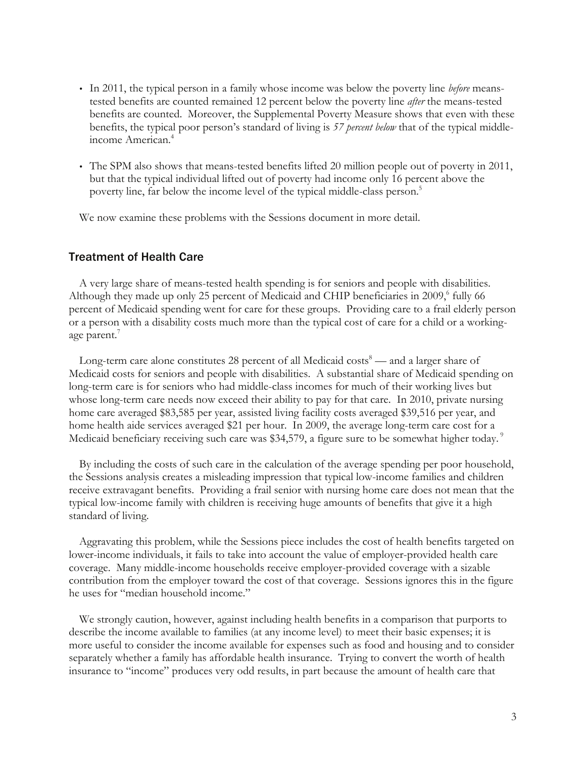- In 2011, the typical person in a family whose income was below the poverty line *before* means-tested benefits are counted remained 12 percent below the poverty line *after* the means-tested benefits are counted. Moreover, the Supplemental Poverty Measure shows that even with these benefits, the typical poor person's standard of living is *57 percent below* that of the typical middle-income American.[4]

- The SPM also shows that means-tested benefits lifted 20 million people out of poverty in 2011, but that the typical individual lifted out of poverty had income only 16 percent above the poverty line, far below the income level of the typical middle-class person.[5]

We now examine these problems with the Sessions document in more detail.

## Treatment of Health Care

A very large share of means-tested health spending is for seniors and people with disabilities. Although they made up only 25 percent of Medicaid and CHIP beneficiaries in 2009,[6] fully 66 percent of Medicaid spending went for care for these groups. Providing care to a frail elderly person or a person with a disability costs much more than the typical cost of care for a child or a working-age parent.[7]

Long-term care alone constitutes 28 percent of all Medicaid costs[8] — and a larger share of Medicaid costs for seniors and people with disabilities. A substantial share of Medicaid spending on long-term care is for seniors who had middle-class incomes for much of their working lives but whose long-term care needs now exceed their ability to pay for that care. In 2010, private nursing home care averaged $83,585 per year, assisted living facility costs averaged $39,516 per year, and home health aide services averaged $21 per hour. In 2009, the average long-term care cost for a Medicaid beneficiary receiving such care was $34,579, a figure sure to be somewhat higher today.[9]

By including the costs of such care in the calculation of the average spending per poor household, the Sessions analysis creates a misleading impression that typical low-income families and children receive extravagant benefits. Providing a frail senior with nursing home care does not mean that the typical low-income family with children is receiving huge amounts of benefits that give it a high standard of living.

Aggravating this problem, while the Sessions piece includes the cost of health benefits targeted on lower-income individuals, it fails to take into account the value of employer-provided health care coverage. Many middle-income households receive employer-provided coverage with a sizable contribution from the employer toward the cost of that coverage. Sessions ignores this in the figure he uses for "median household income."

We strongly caution, however, against including health benefits in a comparison that purports to describe the income available to families (at any income level) to meet their basic expenses; it is more useful to consider the income available for expenses such as food and housing and to consider separately whether a family has affordable health insurance. Trying to convert the worth of health insurance to "income" produces very odd results, in part because the amount of health care that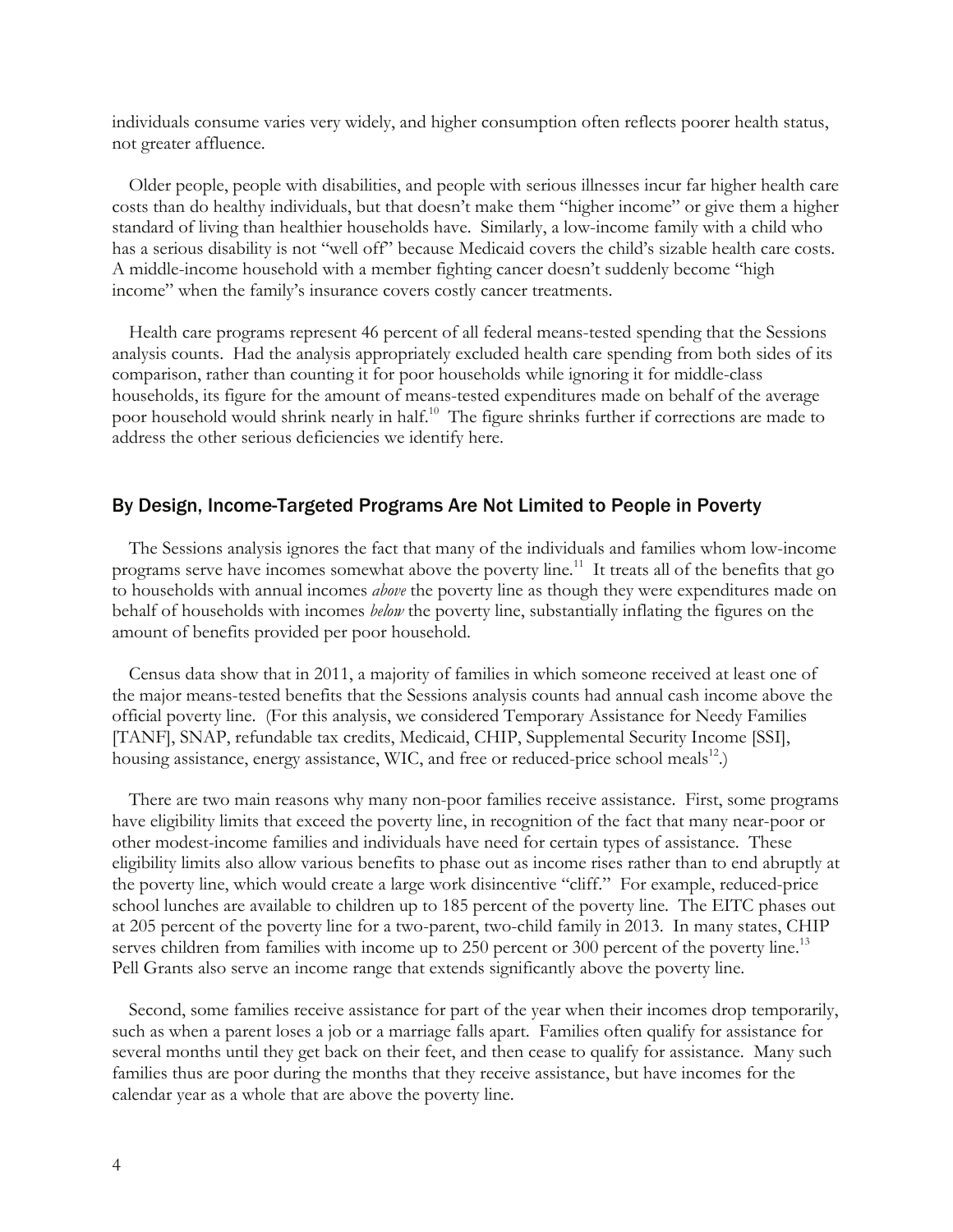individuals consume varies very widely, and higher consumption often reflects poorer health status, not greater affluence.

Older people, people with disabilities, and people with serious illnesses incur far higher health care costs than do healthy individuals, but that doesn't make them "higher income" or give them a higher standard of living than healthier households have. Similarly, a low-income family with a child who has a serious disability is not "well off" because Medicaid covers the child's sizable health care costs. A middle-income household with a member fighting cancer doesn't suddenly become "high income" when the family's insurance covers costly cancer treatments.

Health care programs represent 46 percent of all federal means-tested spending that the Sessions analysis counts. Had the analysis appropriately excluded health care spending from both sides of its comparison, rather than counting it for poor households while ignoring it for middle-class households, its figure for the amount of means-tested expenditures made on behalf of the average poor household would shrink nearly in half.[10] The figure shrinks further if corrections are made to address the other serious deficiencies we identify here.

## By Design, Income-Targeted Programs Are Not Limited to People in Poverty

The Sessions analysis ignores the fact that many of the individuals and families whom low-income programs serve have incomes somewhat above the poverty line.[11] It treats all of the benefits that go to households with annual incomes *above* the poverty line as though they were expenditures made on behalf of households with incomes *below* the poverty line, substantially inflating the figures on the amount of benefits provided per poor household.

Census data show that in 2011, a majority of families in which someone received at least one of the major means-tested benefits that the Sessions analysis counts had annual cash income above the official poverty line. (For this analysis, we considered Temporary Assistance for Needy Families [TANF], SNAP, refundable tax credits, Medicaid, CHIP, Supplemental Security Income [SSI], housing assistance, energy assistance, WIC, and free or reduced-price school meals[12].)

There are two main reasons why many non-poor families receive assistance. First, some programs have eligibility limits that exceed the poverty line, in recognition of the fact that many near-poor or other modest-income families and individuals have need for certain types of assistance. These eligibility limits also allow various benefits to phase out as income rises rather than to end abruptly at the poverty line, which would create a large work disincentive "cliff." For example, reduced-price school lunches are available to children up to 185 percent of the poverty line. The EITC phases out at 205 percent of the poverty line for a two-parent, two-child family in 2013. In many states, CHIP serves children from families with income up to 250 percent or 300 percent of the poverty line.[13] Pell Grants also serve an income range that extends significantly above the poverty line.

Second, some families receive assistance for part of the year when their incomes drop temporarily, such as when a parent loses a job or a marriage falls apart. Families often qualify for assistance for several months until they get back on their feet, and then cease to qualify for assistance. Many such families thus are poor during the months that they receive assistance, but have incomes for the calendar year as a whole that are above the poverty line.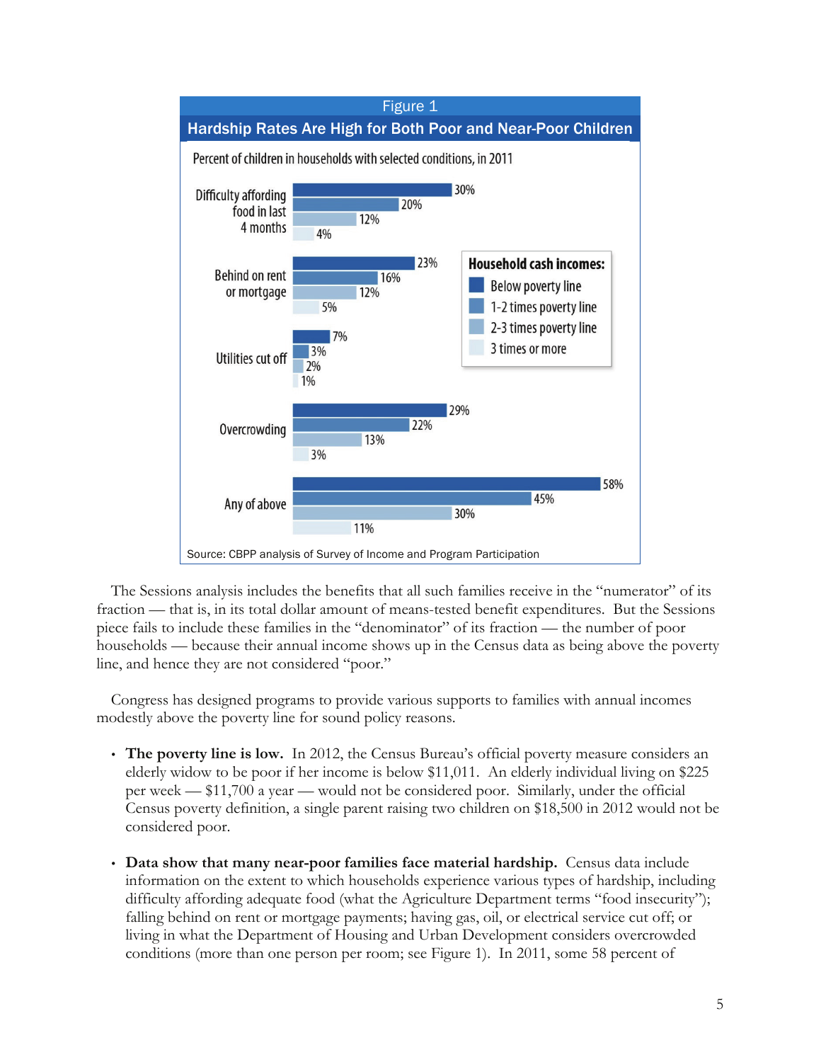**Figure 1**

**Hardship Rates Are High for Both Poor and Near-Poor Children**

Percent of children in households with selected conditions, in 2011

| Condition | Below poverty line | 1-2 times poverty line | 2-3 times poverty line | 3 times or more |
|---|---|---|---|---|
| Difficulty affording food in last 4 months | 30% | 20% | 12% | 4% |
| Behind on rent or mortgage | 23% | 16% | 12% | 5% |
| Utilities cut off | 7% | 3% | 2% | 1% |
| Overcrowding | 29% | 22% | 13% | 3% |
| Any of above | 58% | 45% | 30% | 11% |

Household cash incomes: Below poverty line; 1-2 times poverty line; 2-3 times poverty line; 3 times or more

Source: CBPP analysis of Survey of Income and Program Participation

The Sessions analysis includes the benefits that all such families receive in the "numerator" of its fraction — that is, in its total dollar amount of means-tested benefit expenditures. But the Sessions piece fails to include these families in the "denominator" of its fraction — the number of poor households — because their annual income shows up in the Census data as being above the poverty line, and hence they are not considered "poor."

Congress has designed programs to provide various supports to families with annual incomes modestly above the poverty line for sound policy reasons.

- **The poverty line is low.** In 2012, the Census Bureau's official poverty measure considers an elderly widow to be poor if her income is below $11,011. An elderly individual living on $225 per week — $11,700 a year — would not be considered poor. Similarly, under the official Census poverty definition, a single parent raising two children on $18,500 in 2012 would not be considered poor.

- **Data show that many near-poor families face material hardship.** Census data include information on the extent to which households experience various types of hardship, including difficulty affording adequate food (what the Agriculture Department terms "food insecurity"); falling behind on rent or mortgage payments; having gas, oil, or electrical service cut off; or living in what the Department of Housing and Urban Development considers overcrowded conditions (more than one person per room; see Figure 1). In 2011, some 58 percent of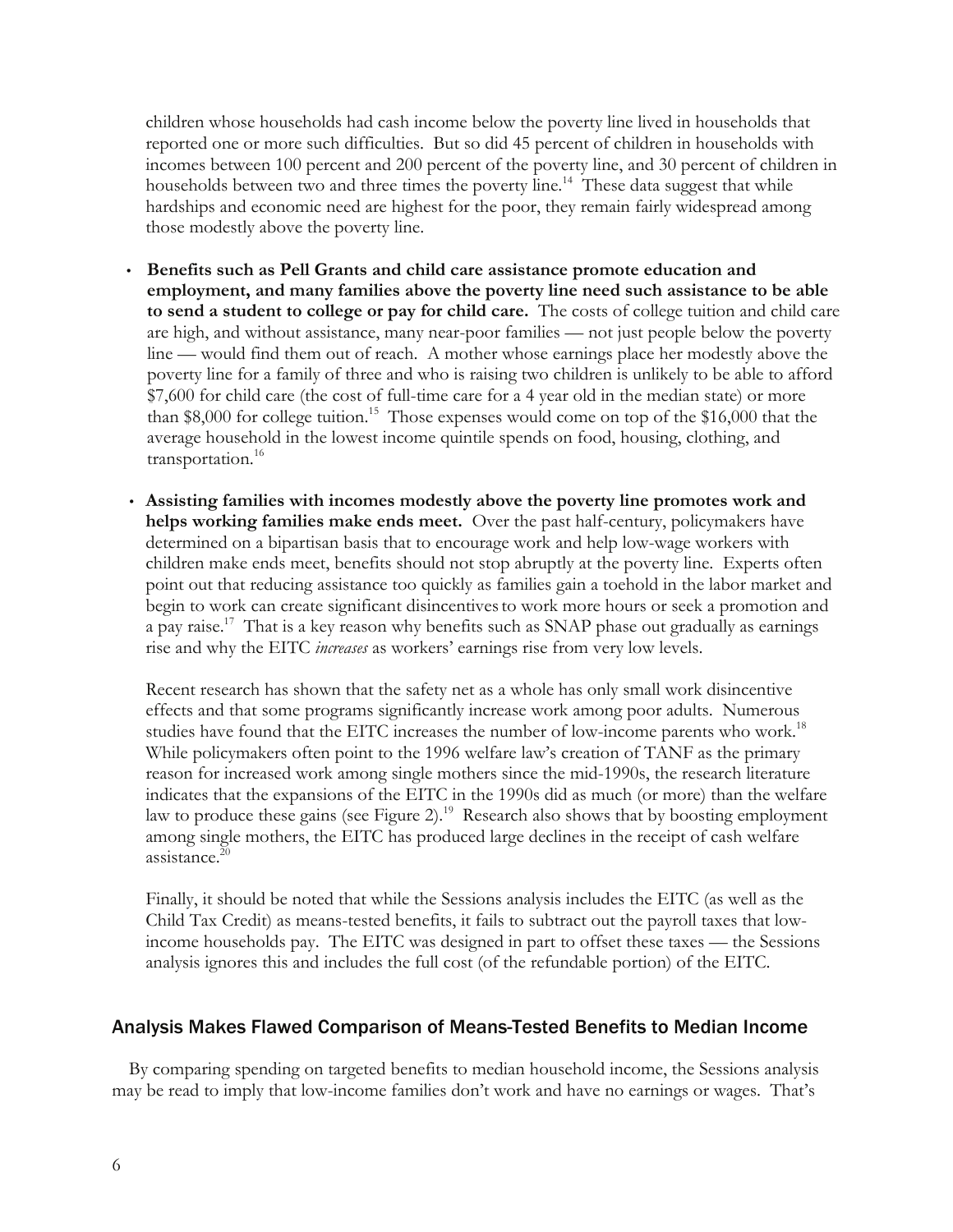children whose households had cash income below the poverty line lived in households that reported one or more such difficulties. But so did 45 percent of children in households with incomes between 100 percent and 200 percent of the poverty line, and 30 percent of children in households between two and three times the poverty line.[14] These data suggest that while hardships and economic need are highest for the poor, they remain fairly widespread among those modestly above the poverty line.

- **Benefits such as Pell Grants and child care assistance promote education and employment, and many families above the poverty line need such assistance to be able to send a student to college or pay for child care.** The costs of college tuition and child care are high, and without assistance, many near-poor families — not just people below the poverty line — would find them out of reach. A mother whose earnings place her modestly above the poverty line for a family of three and who is raising two children is unlikely to be able to afford $7,600 for child care (the cost of full-time care for a 4 year old in the median state) or more than $8,000 for college tuition.[15] Those expenses would come on top of the $16,000 that the average household in the lowest income quintile spends on food, housing, clothing, and transportation.[16]

- **Assisting families with incomes modestly above the poverty line promotes work and helps working families make ends meet.** Over the past half-century, policymakers have determined on a bipartisan basis that to encourage work and help low-wage workers with children make ends meet, benefits should not stop abruptly at the poverty line. Experts often point out that reducing assistance too quickly as families gain a toehold in the labor market and begin to work can create significant disincentives to work more hours or seek a promotion and a pay raise.[17] That is a key reason why benefits such as SNAP phase out gradually as earnings rise and why the EITC *increases* as workers' earnings rise from very low levels.

  Recent research has shown that the safety net as a whole has only small work disincentive effects and that some programs significantly increase work among poor adults. Numerous studies have found that the EITC increases the number of low-income parents who work.[18] While policymakers often point to the 1996 welfare law's creation of TANF as the primary reason for increased work among single mothers since the mid-1990s, the research literature indicates that the expansions of the EITC in the 1990s did as much (or more) than the welfare law to produce these gains (see Figure 2).[19] Research also shows that by boosting employment among single mothers, the EITC has produced large declines in the receipt of cash welfare assistance.[20]

  Finally, it should be noted that while the Sessions analysis includes the EITC (as well as the Child Tax Credit) as means-tested benefits, it fails to subtract out the payroll taxes that low-income households pay. The EITC was designed in part to offset these taxes — the Sessions analysis ignores this and includes the full cost (of the refundable portion) of the EITC.

## Analysis Makes Flawed Comparison of Means-Tested Benefits to Median Income

By comparing spending on targeted benefits to median household income, the Sessions analysis may be read to imply that low-income families don't work and have no earnings or wages. That's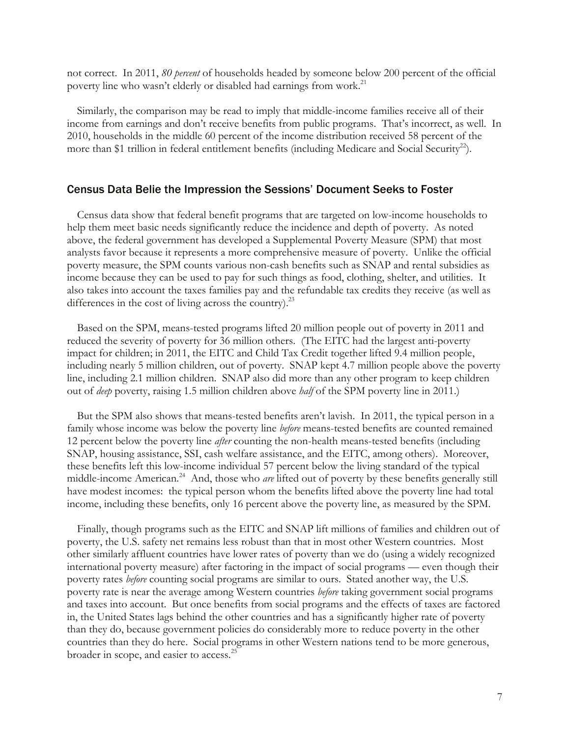not correct. In 2011, *80 percent* of households headed by someone below 200 percent of the official poverty line who wasn't elderly or disabled had earnings from work.[21]

Similarly, the comparison may be read to imply that middle-income families receive all of their income from earnings and don't receive benefits from public programs. That's incorrect, as well. In 2010, households in the middle 60 percent of the income distribution received 58 percent of the more than $1 trillion in federal entitlement benefits (including Medicare and Social Security[22]).

## Census Data Belie the Impression the Sessions' Document Seeks to Foster

Census data show that federal benefit programs that are targeted on low-income households to help them meet basic needs significantly reduce the incidence and depth of poverty. As noted above, the federal government has developed a Supplemental Poverty Measure (SPM) that most analysts favor because it represents a more comprehensive measure of poverty. Unlike the official poverty measure, the SPM counts various non-cash benefits such as SNAP and rental subsidies as income because they can be used to pay for such things as food, clothing, shelter, and utilities. It also takes into account the taxes families pay and the refundable tax credits they receive (as well as differences in the cost of living across the country).[23]

Based on the SPM, means-tested programs lifted 20 million people out of poverty in 2011 and reduced the severity of poverty for 36 million others. (The EITC had the largest anti-poverty impact for children; in 2011, the EITC and Child Tax Credit together lifted 9.4 million people, including nearly 5 million children, out of poverty. SNAP kept 4.7 million people above the poverty line, including 2.1 million children. SNAP also did more than any other program to keep children out of *deep* poverty, raising 1.5 million children above *half* of the SPM poverty line in 2011.)

But the SPM also shows that means-tested benefits aren't lavish. In 2011, the typical person in a family whose income was below the poverty line *before* means-tested benefits are counted remained 12 percent below the poverty line *after* counting the non-health means-tested benefits (including SNAP, housing assistance, SSI, cash welfare assistance, and the EITC, among others). Moreover, these benefits left this low-income individual 57 percent below the living standard of the typical middle-income American.[24] And, those who *are* lifted out of poverty by these benefits generally still have modest incomes: the typical person whom the benefits lifted above the poverty line had total income, including these benefits, only 16 percent above the poverty line, as measured by the SPM.

Finally, though programs such as the EITC and SNAP lift millions of families and children out of poverty, the U.S. safety net remains less robust than that in most other Western countries. Most other similarly affluent countries have lower rates of poverty than we do (using a widely recognized international poverty measure) after factoring in the impact of social programs — even though their poverty rates *before* counting social programs are similar to ours. Stated another way, the U.S. poverty rate is near the average among Western countries *before* taking government social programs and taxes into account. But once benefits from social programs and the effects of taxes are factored in, the United States lags behind the other countries and has a significantly higher rate of poverty than they do, because government policies do considerably more to reduce poverty in the other countries than they do here. Social programs in other Western nations tend to be more generous, broader in scope, and easier to access.[25]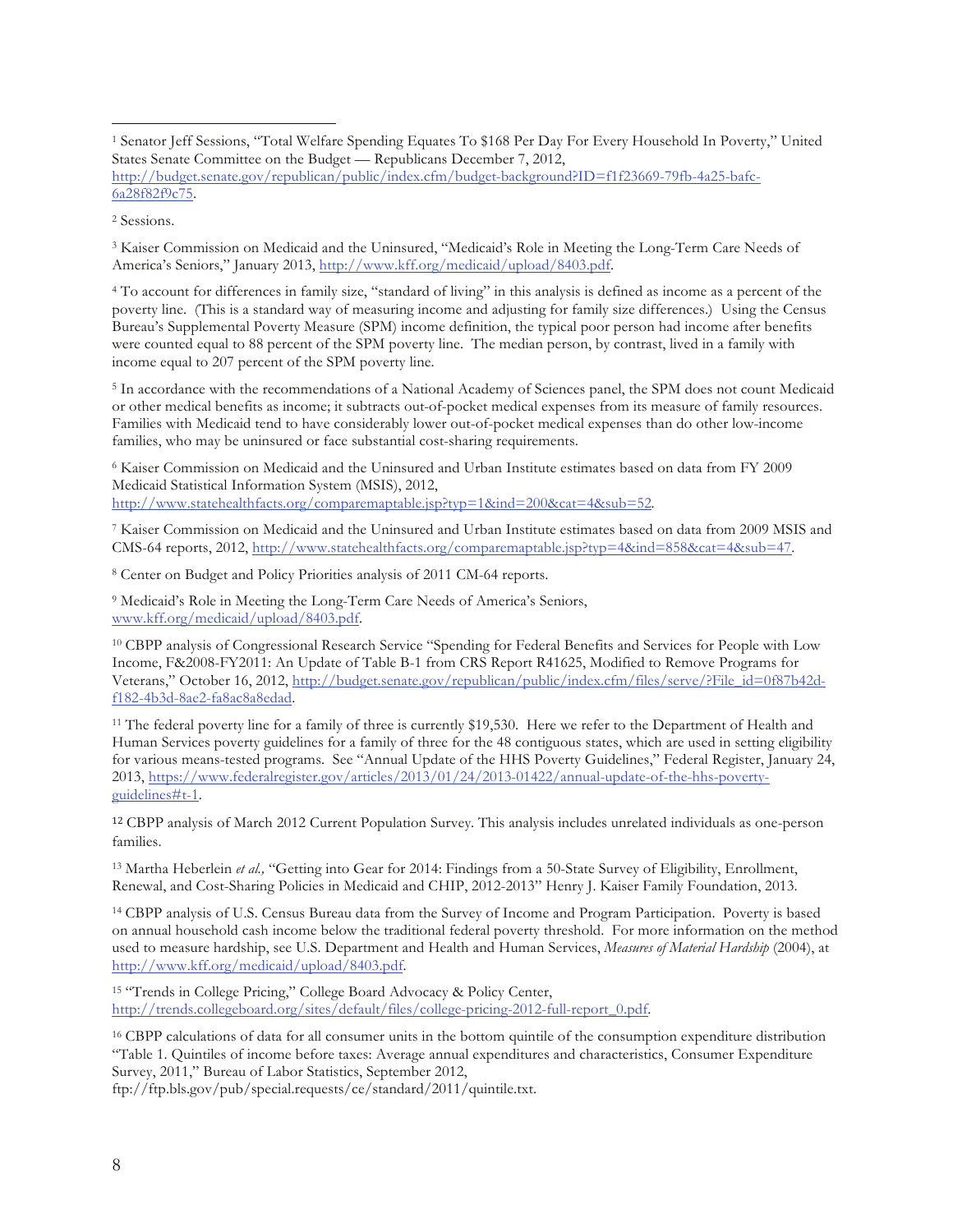[1] Senator Jeff Sessions, "Total Welfare Spending Equates To $168 Per Day For Every Household In Poverty," United States Senate Committee on the Budget — Republicans December 7, 2012, http://budget.senate.gov/republican/public/index.cfm/budget-background?ID=f1f23669-79fb-4a25-bafc-6a28f82f9c75.

[2] Sessions.

[3] Kaiser Commission on Medicaid and the Uninsured, "Medicaid's Role in Meeting the Long-Term Care Needs of America's Seniors," January 2013, http://www.kff.org/medicaid/upload/8403.pdf.

[4] To account for differences in family size, "standard of living" in this analysis is defined as income as a percent of the poverty line. (This is a standard way of measuring income and adjusting for family size differences.) Using the Census Bureau's Supplemental Poverty Measure (SPM) income definition, the typical poor person had income after benefits were counted equal to 88 percent of the SPM poverty line. The median person, by contrast, lived in a family with income equal to 207 percent of the SPM poverty line.

[5] In accordance with the recommendations of a National Academy of Sciences panel, the SPM does not count Medicaid or other medical benefits as income; it subtracts out-of-pocket medical expenses from its measure of family resources. Families with Medicaid tend to have considerably lower out-of-pocket medical expenses than do other low-income families, who may be uninsured or face substantial cost-sharing requirements.

[6] Kaiser Commission on Medicaid and the Uninsured and Urban Institute estimates based on data from FY 2009 Medicaid Statistical Information System (MSIS), 2012, http://www.statehealthfacts.org/comparemaptable.jsp?typ=1&ind=200&cat=4&sub=52.

[7] Kaiser Commission on Medicaid and the Uninsured and Urban Institute estimates based on data from 2009 MSIS and CMS-64 reports, 2012, http://www.statehealthfacts.org/comparemaptable.jsp?typ=4&ind=858&cat=4&sub=47.

[8] Center on Budget and Policy Priorities analysis of 2011 CM-64 reports.

[9] Medicaid's Role in Meeting the Long-Term Care Needs of America's Seniors, www.kff.org/medicaid/upload/8403.pdf.

[10] CBPP analysis of Congressional Research Service "Spending for Federal Benefits and Services for People with Low Income, F&2008-FY2011: An Update of Table B-1 from CRS Report R41625, Modified to Remove Programs for Veterans," October 16, 2012, http://budget.senate.gov/republican/public/index.cfm/files/serve/?File_id=0f87b42d-f182-4b3d-8ae2-fa8ac8a8edad.

[11] The federal poverty line for a family of three is currently $19,530. Here we refer to the Department of Health and Human Services poverty guidelines for a family of three for the 48 contiguous states, which are used in setting eligibility for various means-tested programs. See "Annual Update of the HHS Poverty Guidelines," Federal Register, January 24, 2013, https://www.federalregister.gov/articles/2013/01/24/2013-01422/annual-update-of-the-hhs-poverty-guidelines#t-1.

[12] CBPP analysis of March 2012 Current Population Survey. This analysis includes unrelated individuals as one-person families.

[13] Martha Heberlein *et al.,* "Getting into Gear for 2014: Findings from a 50-State Survey of Eligibility, Enrollment, Renewal, and Cost-Sharing Policies in Medicaid and CHIP, 2012-2013" Henry J. Kaiser Family Foundation, 2013.

[14] CBPP analysis of U.S. Census Bureau data from the Survey of Income and Program Participation. Poverty is based on annual household cash income below the traditional federal poverty threshold. For more information on the method used to measure hardship, see U.S. Department and Health and Human Services, *Measures of Material Hardship* (2004), at http://www.kff.org/medicaid/upload/8403.pdf.

[15] "Trends in College Pricing," College Board Advocacy & Policy Center, http://trends.collegeboard.org/sites/default/files/college-pricing-2012-full-report_0.pdf.

[16] CBPP calculations of data for all consumer units in the bottom quintile of the consumption expenditure distribution "Table 1. Quintiles of income before taxes: Average annual expenditures and characteristics, Consumer Expenditure Survey, 2011," Bureau of Labor Statistics, September 2012, ftp://ftp.bls.gov/pub/special.requests/ce/standard/2011/quintile.txt.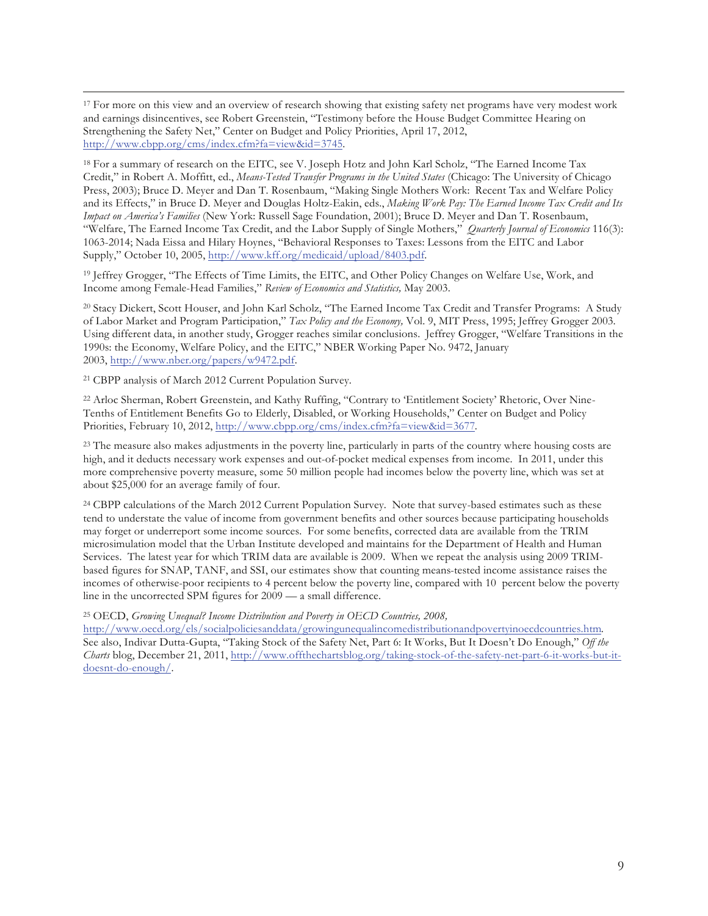[17] For more on this view and an overview of research showing that existing safety net programs have very modest work and earnings disincentives, see Robert Greenstein, "Testimony before the House Budget Committee Hearing on Strengthening the Safety Net," Center on Budget and Policy Priorities, April 17, 2012, http://www.cbpp.org/cms/index.cfm?fa=view&id=3745.

[18] For a summary of research on the EITC, see V. Joseph Hotz and John Karl Scholz, "The Earned Income Tax Credit," in Robert A. Moffitt, ed., *Means-Tested Transfer Programs in the United States* (Chicago: The University of Chicago Press, 2003); Bruce D. Meyer and Dan T. Rosenbaum, "Making Single Mothers Work: Recent Tax and Welfare Policy and its Effects," in Bruce D. Meyer and Douglas Holtz-Eakin, eds., *Making Work Pay: The Earned Income Tax Credit and Its Impact on America's Families* (New York: Russell Sage Foundation, 2001); Bruce D. Meyer and Dan T. Rosenbaum, "Welfare, The Earned Income Tax Credit, and the Labor Supply of Single Mothers," *Quarterly Journal of Economics* 116(3): 1063-2014; Nada Eissa and Hilary Hoynes, "Behavioral Responses to Taxes: Lessons from the EITC and Labor Supply," October 10, 2005, http://www.kff.org/medicaid/upload/8403.pdf.

[19] Jeffrey Grogger, "The Effects of Time Limits, the EITC, and Other Policy Changes on Welfare Use, Work, and Income among Female-Head Families," *Review of Economics and Statistics,* May 2003.

[20] Stacy Dickert, Scott Houser, and John Karl Scholz, "The Earned Income Tax Credit and Transfer Programs: A Study of Labor Market and Program Participation," *Tax Policy and the Economy,* Vol. 9, MIT Press, 1995; Jeffrey Grogger 2003. Using different data, in another study, Grogger reaches similar conclusions. Jeffrey Grogger, "Welfare Transitions in the 1990s: the Economy, Welfare Policy, and the EITC," NBER Working Paper No. 9472, January 2003, http://www.nber.org/papers/w9472.pdf.

[21] CBPP analysis of March 2012 Current Population Survey.

[22] Arloc Sherman, Robert Greenstein, and Kathy Ruffing, "Contrary to 'Entitlement Society' Rhetoric, Over Nine-Tenths of Entitlement Benefits Go to Elderly, Disabled, or Working Households," Center on Budget and Policy Priorities, February 10, 2012, http://www.cbpp.org/cms/index.cfm?fa=view&id=3677.

[23] The measure also makes adjustments in the poverty line, particularly in parts of the country where housing costs are high, and it deducts necessary work expenses and out-of-pocket medical expenses from income. In 2011, under this more comprehensive poverty measure, some 50 million people had incomes below the poverty line, which was set at about $25,000 for an average family of four.

[24] CBPP calculations of the March 2012 Current Population Survey. Note that survey-based estimates such as these tend to understate the value of income from government benefits and other sources because participating households may forget or underreport some income sources. For some benefits, corrected data are available from the TRIM microsimulation model that the Urban Institute developed and maintains for the Department of Health and Human Services. The latest year for which TRIM data are available is 2009. When we repeat the analysis using 2009 TRIM-based figures for SNAP, TANF, and SSI, our estimates show that counting means-tested income assistance raises the incomes of otherwise-poor recipients to 4 percent below the poverty line, compared with 10 percent below the poverty line in the uncorrected SPM figures for 2009 — a small difference.

[25] OECD, *Growing Unequal? Income Distribution and Poverty in OECD Countries, 2008,* http://www.oecd.org/els/socialpoliciesanddata/growingunequalincomedistributionandpovertyinoecdcountries.htm. See also, Indivar Dutta-Gupta, "Taking Stock of the Safety Net, Part 6: It Works, But It Doesn't Do Enough," *Off the Charts* blog, December 21, 2011, http://www.offthechartsblog.org/taking-stock-of-the-safety-net-part-6-it-works-but-it-doesnt-do-enough/.